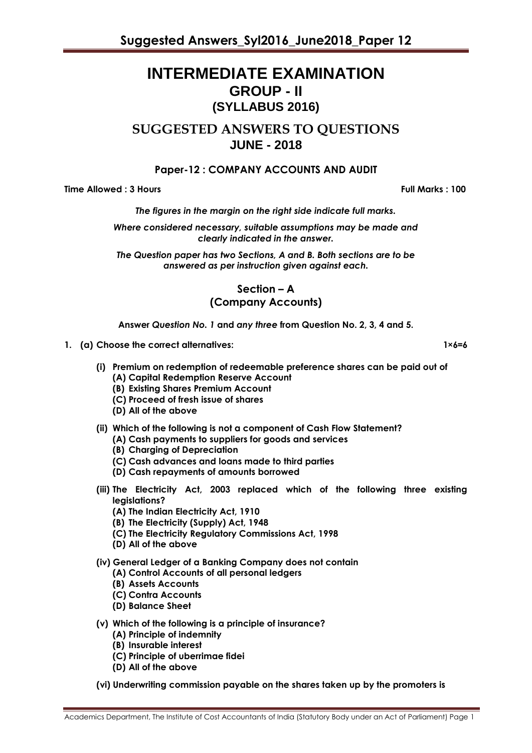# INTERMEDIATE EXAMINATION
## GROUP - II
## (SYLLABUS 2016)

## SUGGESTED ANSWERS TO QUESTIONS
## JUNE - 2018

### Paper-12 : COMPANY ACCOUNTS AND AUDIT

**Time Allowed : 3 Hours** **Full Marks : 100**

***The figures in the margin on the right side indicate full marks.***

***Where considered necessary, suitable assumptions may be made and clearly indicated in the answer.***

***The Question paper has two Sections, A and B. Both sections are to be answered as per instruction given against each.***

### Section – A
### (Company Accounts)

**Answer *Question No. 1* and *any three* from Question No. 2, 3, 4 and 5.**

**1. (a) Choose the correct alternatives:** **1×6=6**

**(i) Premium on redemption of redeemable preference shares can be paid out of**
- **(A) Capital Redemption Reserve Account**
- **(B) Existing Shares Premium Account**
- **(C) Proceed of fresh issue of shares**
- **(D) All of the above**

**(ii) Which of the following is not a component of Cash Flow Statement?**
- **(A) Cash payments to suppliers for goods and services**
- **(B) Charging of Depreciation**
- **(C) Cash advances and loans made to third parties**
- **(D) Cash repayments of amounts borrowed**

**(iii) The Electricity Act, 2003 replaced which of the following three existing legislations?**
- **(A) The Indian Electricity Act, 1910**
- **(B) The Electricity (Supply) Act, 1948**
- **(C) The Electricity Regulatory Commissions Act, 1998**
- **(D) All of the above**

**(iv) General Ledger of a Banking Company does not contain**
- **(A) Control Accounts of all personal ledgers**
- **(B) Assets Accounts**
- **(C) Contra Accounts**
- **(D) Balance Sheet**

**(v) Which of the following is a principle of insurance?**
- **(A) Principle of indemnity**
- **(B) Insurable interest**
- **(C) Principle of uberrimae fidei**
- **(D) All of the above**

**(vi) Underwriting commission payable on the shares taken up by the promoters is**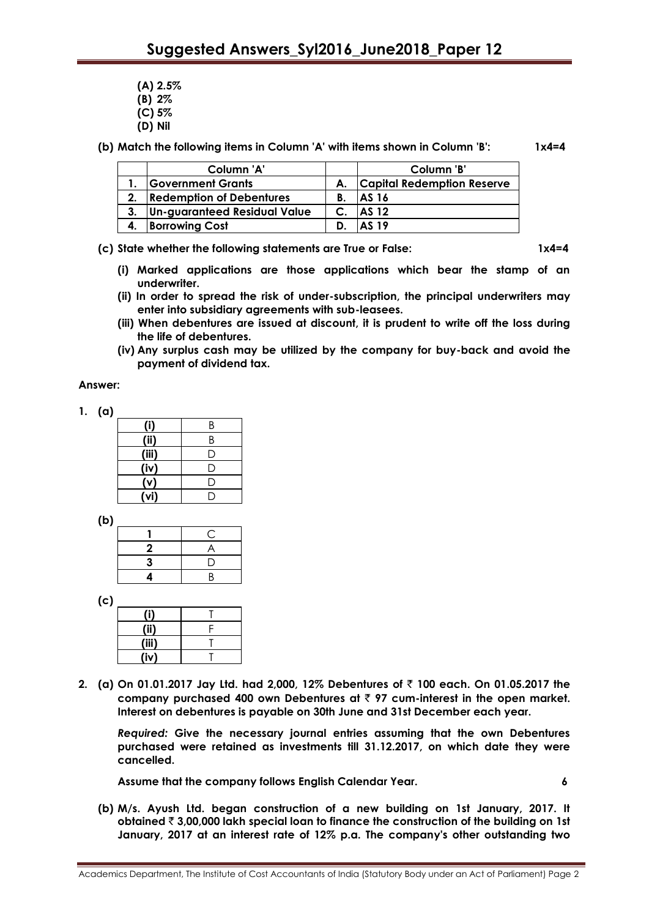**(A) 2.5%**

**(B) 2%**

**(C) 5%**

**(D) Nil**

**(b) Match the following items in Column 'A' with items shown in Column 'B': 1x4=4**

| | Column 'A' | | Column 'B' |
|---|---|---|---|
| 1. | Government Grants | A. | Capital Redemption Reserve |
| 2. | Redemption of Debentures | B. | AS 16 |
| 3. | Un-guaranteed Residual Value | C. | AS 12 |
| 4. | Borrowing Cost | D. | AS 19 |

**(c) State whether the following statements are True or False: 1x4=4**

**(i) Marked applications are those applications which bear the stamp of an underwriter.**

**(ii) In order to spread the risk of under-subscription, the principal underwriters may enter into subsidiary agreements with sub-leasees.**

**(iii) When debentures are issued at discount, it is prudent to write off the loss during the life of debentures.**

**(iv) Any surplus cash may be utilized by the company for buy-back and avoid the payment of dividend tax.**

**Answer:**

**1. (a)**

| | |
|---|---|
| **(i)** | B |
| **(ii)** | B |
| **(iii)** | D |
| **(iv)** | D |
| **(v)** | D |
| **(vi)** | D |

**(b)**

| | |
|---|---|
| **1** | C |
| **2** | A |
| **3** | D |
| **4** | B |

**(c)**

| | |
|---|---|
| **(i)** | T |
| **(ii)** | F |
| **(iii)** | T |
| **(iv)** | T |

**2. (a) On 01.01.2017 Jay Ltd. had 2,000, 12% Debentures of ₹ 100 each. On 01.05.2017 the company purchased 400 own Debentures at ₹ 97 cum-interest in the open market. Interest on debentures is payable on 30th June and 31st December each year.**

***Required:*** **Give the necessary journal entries assuming that the own Debentures purchased were retained as investments till 31.12.2017, on which date they were cancelled.**

**Assume that the company follows English Calendar Year. 6**

**(b) M/s. Ayush Ltd. began construction of a new building on 1st January, 2017. It obtained ₹ 3,00,000 lakh special loan to finance the construction of the building on 1st January, 2017 at an interest rate of 12% p.a. The company's other outstanding two**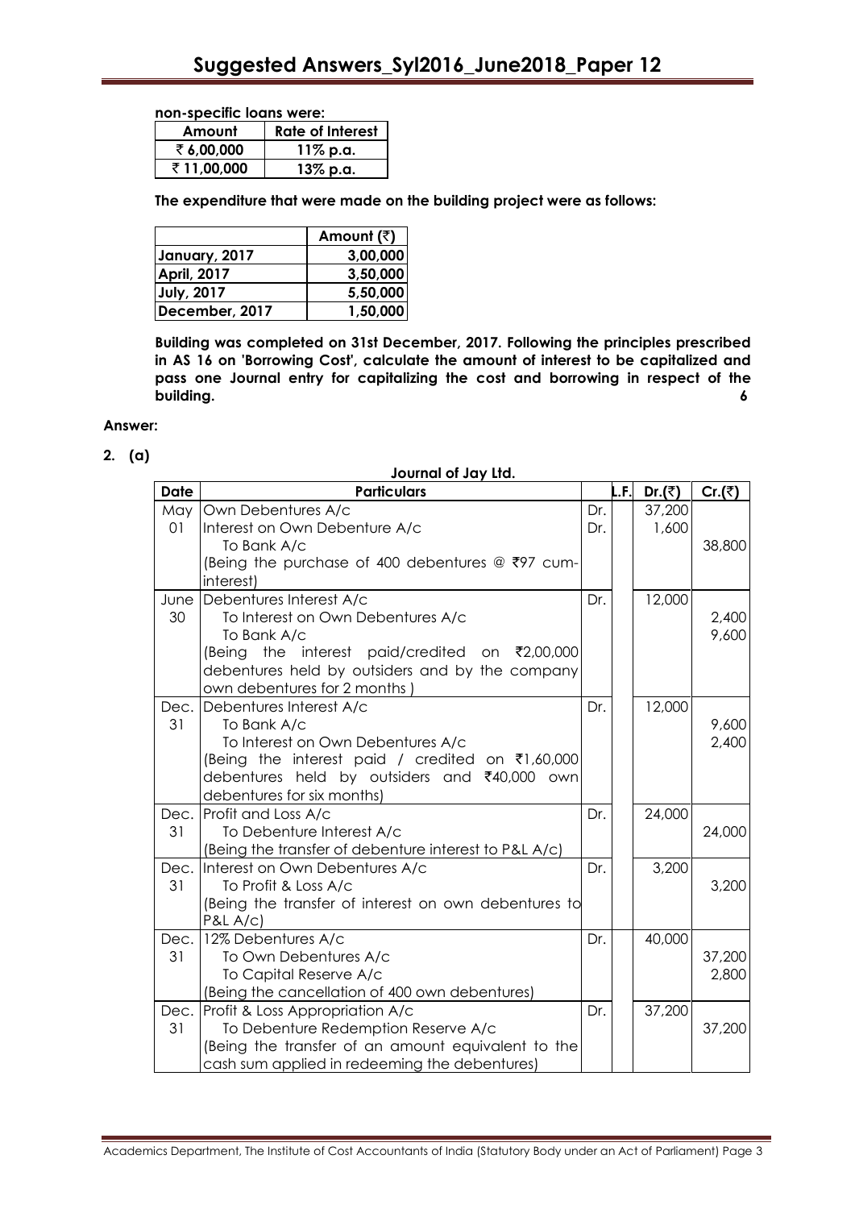**non-specific loans were:**

| Amount | Rate of Interest |
|---|---|
| ₹ 6,00,000 | 11% p.a. |
| ₹ 11,00,000 | 13% p.a. |

**The expenditure that were made on the building project were as follows:**

| | Amount (₹) |
|---|---|
| **January, 2017** | **3,00,000** |
| **April, 2017** | **3,50,000** |
| **July, 2017** | **5,50,000** |
| **December, 2017** | **1,50,000** |

**Building was completed on 31st December, 2017. Following the principles prescribed in AS 16 on 'Borrowing Cost', calculate the amount of interest to be capitalized and pass one Journal entry for capitalizing the cost and borrowing in respect of the building. 6**

**Answer:**

**2. (a)**

**Journal of Jay Ltd.**

| Date | Particulars | | L.F. | Dr.(₹) | Cr.(₹) |
|---|---|---|---|---|---|
| May 01 | Own Debentures A/c<br>Interest on Own Debenture A/c<br>To Bank A/c<br>(Being the purchase of 400 debentures @ ₹97 cum-interest) | Dr.<br>Dr. | | 37,200<br>1,600 | <br><br>38,800 |
| June 30 | Debentures Interest A/c<br>To Interest on Own Debentures A/c<br>To Bank A/c<br>(Being the interest paid/credited on ₹2,00,000 debentures held by outsiders and by the company own debentures for 2 months ) | Dr. | | 12,000 | <br>2,400<br>9,600 |
| Dec. 31 | Debentures Interest A/c<br>To Bank A/c<br>To Interest on Own Debentures A/c<br>(Being the interest paid / credited on ₹1,60,000 debentures held by outsiders and ₹40,000 own debentures for six months) | Dr. | | 12,000 | <br>9,600<br>2,400 |
| Dec. 31 | Profit and Loss A/c<br>To Debenture Interest A/c<br>(Being the transfer of debenture interest to P&L A/c) | Dr. | | 24,000 | <br>24,000 |
| Dec. 31 | Interest on Own Debentures A/c<br>To Profit & Loss A/c<br>(Being the transfer of interest on own debentures to P&L A/c) | Dr. | | 3,200 | <br>3,200 |
| Dec. 31 | 12% Debentures A/c<br>To Own Debentures A/c<br>To Capital Reserve A/c<br>(Being the cancellation of 400 own debentures) | Dr. | | 40,000 | <br>37,200<br>2,800 |
| Dec. 31 | Profit & Loss Appropriation A/c<br>To Debenture Redemption Reserve A/c<br>(Being the transfer of an amount equivalent to the cash sum applied in redeeming the debentures) | Dr. | | 37,200 | <br>37,200 |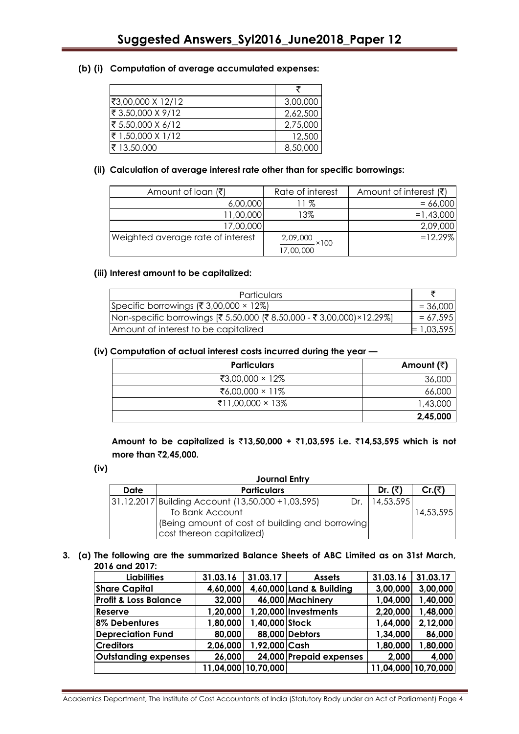**(b) (i) Computation of average accumulated expenses:**

| | ₹ |
|---|---|
| ₹3,00,000 X 12/12 | 3,00,000 |
| ₹ 3,50,000 X 9/12 | 2,62,500 |
| ₹ 5,50,000 X 6/12 | 2,75,000 |
| ₹ 1,50,000 X 1/12 | 12,500 |
| ₹ 13.50.000 | 8,50,000 |

**(ii) Calculation of average interest rate other than for specific borrowings:**

| Amount of loan (₹) | Rate of interest | Amount of interest (₹) |
|---|---|---|
| 6,00,000 | 11 % | = 66,000 |
| 11,00,000 | 13% | =1,43,000 |
| 17,00,000 | | 2,09,000 |
| Weighted average rate of interest | $\frac{2,09,000}{17,00,000} \times 100$ | =12.29% |

**(iii) Interest amount to be capitalized:**

| Particulars | ₹ |
|---|---|
| Specific borrowings (₹ 3,00,000 × 12%) | = 36,000 |
| Non-specific borrowings [₹ 5,50,000 (₹ 8,50,000 - ₹ 3,00,000)×12.29%] | = 67,595 |
| Amount of interest to be capitalized | = 1,03,595 |

**(iv) Computation of actual interest costs incurred during the year —**

| Particulars | Amount (₹) |
|---|---|
| ₹3,00,000 × 12% | 36,000 |
| ₹6,00,000 × 11% | 66,000 |
| ₹11,00,000 × 13% | 1,43,000 |
| | **2,45,000** |

**Amount to be capitalized is ₹13,50,000 + ₹1,03,595 i.e. ₹14,53,595 which is not more than ₹2,45,000.**

**(iv)**

**Journal Entry**

| Date | Particulars | Dr. (₹) | Cr.(₹) |
|---|---|---|---|
| 31.12.2017 | Building Account (13,50,000 +1,03,595) Dr. | 14,53,595 | |
| | To Bank Account | | 14,53,595 |
| | (Being amount of cost of building and borrowing cost thereon capitalized) | | |

**3. (a) The following are the summarized Balance Sheets of ABC Limited as on 31st March, 2016 and 2017:**

| Liabilities | 31.03.16 | 31.03.17 | Assets | 31.03.16 | 31.03.17 |
|---|---|---|---|---|---|
| **Share Capital** | **4,60,000** | **4,60,000** | **Land & Building** | **3,00,000** | **3,00,000** |
| **Profit & Loss Balance** | **32,000** | **46,000** | **Machinery** | **1,04,000** | **1,40,000** |
| **Reserve** | **1,20,000** | **1,20,000** | **Investments** | **2,20,000** | **1,48,000** |
| **8% Debentures** | **1,80,000** | **1,40,000** | **Stock** | **1,64,000** | **2,12,000** |
| **Depreciation Fund** | **80,000** | **88,000** | **Debtors** | **1,34,000** | **86,000** |
| **Creditors** | **2,06,000** | **1,92,000** | **Cash** | **1,80,000** | **1,80,000** |
| **Outstanding expenses** | **26,000** | **24,000** | **Prepaid expenses** | **2,000** | **4,000** |
| | **11,04,000** | **10,70,000** | | **11,04,000** | **10,70,000** |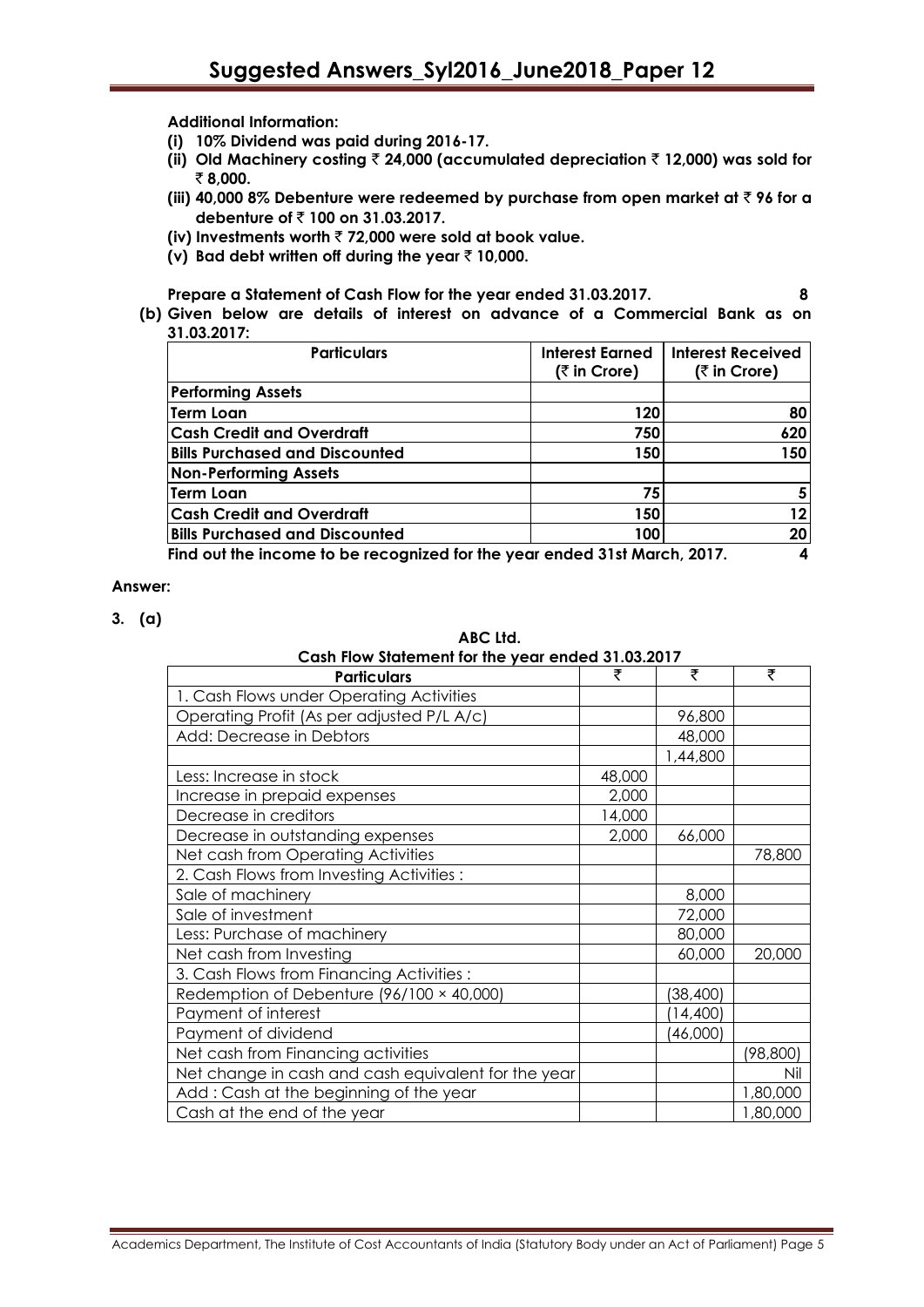**Additional Information:**

**(i) 10% Dividend was paid during 2016-17.**

**(ii) Old Machinery costing ₹ 24,000 (accumulated depreciation ₹ 12,000) was sold for ₹ 8,000.**

**(iii) 40,000 8% Debenture were redeemed by purchase from open market at ₹ 96 for a debenture of ₹ 100 on 31.03.2017.**

**(iv) Investments worth ₹ 72,000 were sold at book value.**

**(v) Bad debt written off during the year ₹ 10,000.**

**Prepare a Statement of Cash Flow for the year ended 31.03.2017. 8**

**(b) Given below are details of interest on advance of a Commercial Bank as on 31.03.2017:**

| Particulars | Interest Earned (₹ in Crore) | Interest Received (₹ in Crore) |
|---|---|---|
| **Performing Assets** | | |
| **Term Loan** | 120 | 80 |
| **Cash Credit and Overdraft** | 750 | 620 |
| **Bills Purchased and Discounted** | 150 | 150 |
| **Non-Performing Assets** | | |
| **Term Loan** | 75 | 5 |
| **Cash Credit and Overdraft** | 150 | 12 |
| **Bills Purchased and Discounted** | 100 | 20 |

**Find out the income to be recognized for the year ended 31st March, 2017. 4**

**Answer:**

**3. (a)**

**ABC Ltd.**
**Cash Flow Statement for the year ended 31.03.2017**

| Particulars | ₹ | ₹ | ₹ |
|---|---|---|---|
| 1. Cash Flows under Operating Activities | | | |
| Operating Profit (As per adjusted P/L A/c) | | 96,800 | |
| Add: Decrease in Debtors | | 48,000 | |
| | | 1,44,800 | |
| Less: Increase in stock | 48,000 | | |
| Increase in prepaid expenses | 2,000 | | |
| Decrease in creditors | 14,000 | | |
| Decrease in outstanding expenses | 2,000 | 66,000 | |
| Net cash from Operating Activities | | | 78,800 |
| 2. Cash Flows from Investing Activities : | | | |
| Sale of machinery | | 8,000 | |
| Sale of investment | | 72,000 | |
| Less: Purchase of machinery | | 80,000 | |
| Net cash from Investing | | 60,000 | 20,000 |
| 3. Cash Flows from Financing Activities : | | | |
| Redemption of Debenture (96/100 × 40,000) | | (38,400) | |
| Payment of interest | | (14,400) | |
| Payment of dividend | | (46,000) | |
| Net cash from Financing activities | | | (98,800) |
| Net change in cash and cash equivalent for the year | | | Nil |
| Add : Cash at the beginning of the year | | | 1,80,000 |
| Cash at the end of the year | | | 1,80,000 |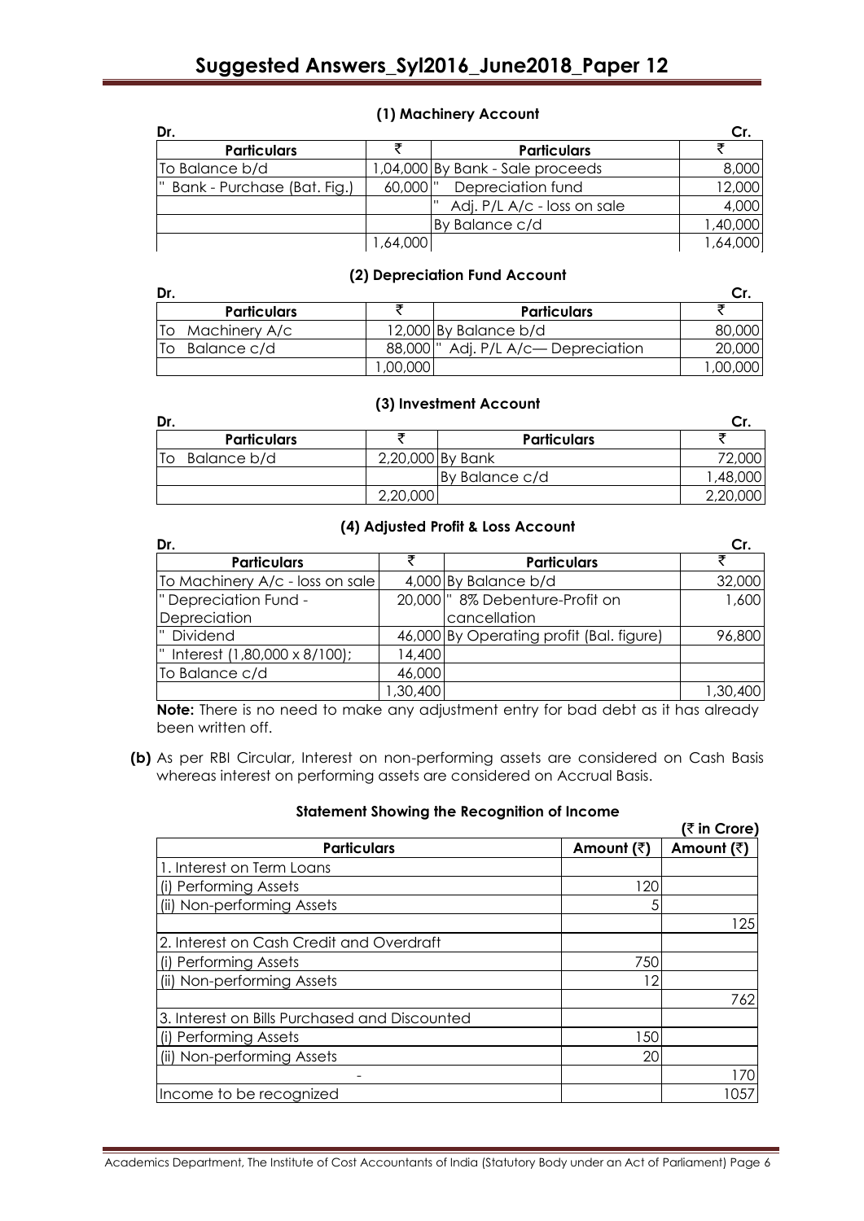### (1) Machinery Account

| Dr. Particulars | ₹ | Particulars | Cr. ₹ |
|---|---|---|---|
| To Balance b/d | 1,04,000 | By Bank - Sale proceeds | 8,000 |
| " Bank - Purchase (Bat. Fig.) | 60,000 | " Depreciation fund | 12,000 |
| | | " Adj. P/L A/c - loss on sale | 4,000 |
| | | By Balance c/d | 1,40,000 |
| | 1,64,000 | | 1,64,000 |

### (2) Depreciation Fund Account

| Dr. Particulars | ₹ | Particulars | Cr. ₹ |
|---|---|---|---|
| To Machinery A/c | 12,000 | By Balance b/d | 80,000 |
| To Balance c/d | 88,000 | " Adj. P/L A/c— Depreciation | 20,000 |
| | 1,00,000 | | 1,00,000 |

### (3) Investment Account

| Dr. Particulars | ₹ | Particulars | Cr. ₹ |
|---|---|---|---|
| To Balance b/d | 2,20,000 | By Bank | 72,000 |
| | | By Balance c/d | 1,48,000 |
| | 2,20,000 | | 2,20,000 |

### (4) Adjusted Profit & Loss Account

| Dr. Particulars | ₹ | Particulars | Cr. ₹ |
|---|---|---|---|
| To Machinery A/c - loss on sale | 4,000 | By Balance b/d | 32,000 |
| " Depreciation Fund - Depreciation | 20,000 | " 8% Debenture-Profit on cancellation | 1,600 |
| " Dividend | 46,000 | By Operating profit (Bal. figure) | 96,800 |
| " Interest (1,80,000 x 8/100); | 14,400 | | |
| To Balance c/d | 46,000 | | |
| | 1,30,400 | | 1,30,400 |

**Note:** There is no need to make any adjustment entry for bad debt as it has already been written off.

**(b)** As per RBI Circular, Interest on non-performing assets are considered on Cash Basis whereas interest on performing assets are considered on Accrual Basis.

#### Statement Showing the Recognition of Income

(₹ in Crore)

| Particulars | Amount (₹) | Amount (₹) |
|---|---|---|
| 1. Interest on Term Loans | | |
| (i) Performing Assets | 120 | |
| (ii) Non-performing Assets | 5 | |
| | | 125 |
| 2. Interest on Cash Credit and Overdraft | | |
| (i) Performing Assets | 750 | |
| (ii) Non-performing Assets | 12 | |
| | | 762 |
| 3. Interest on Bills Purchased and Discounted | | |
| (i) Performing Assets | 150 | |
| (ii) Non-performing Assets | 20 | |
| - | | 170 |
| Income to be recognized | | 1057 |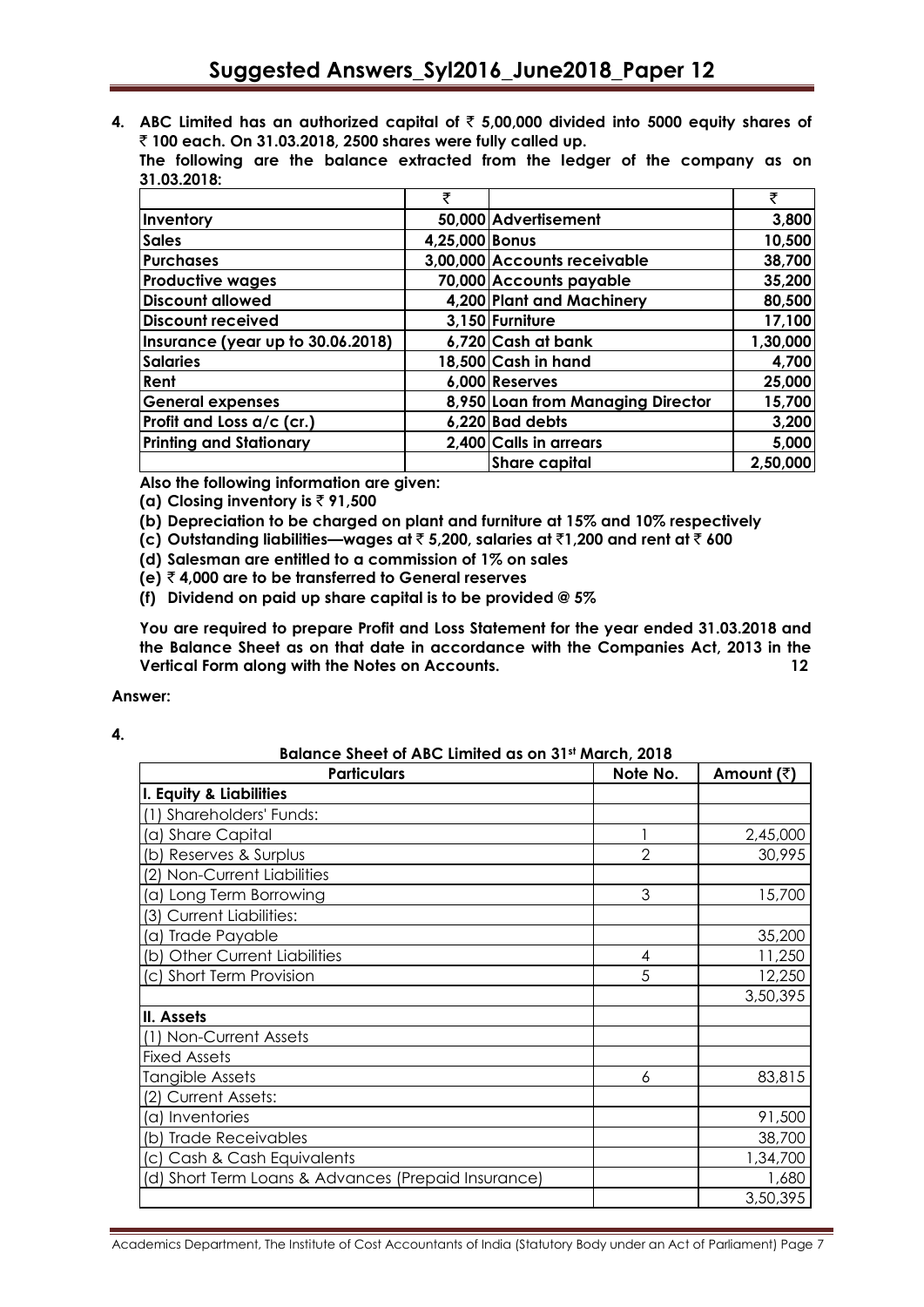**4. ABC Limited has an authorized capital of ₹ 5,00,000 divided into 5000 equity shares of ₹ 100 each. On 31.03.2018, 2500 shares were fully called up.**

**The following are the balance extracted from the ledger of the company as on 31.03.2018:**

| | ₹ | | ₹ |
|---|---|---|---|
| **Inventory** | **50,000** | **Advertisement** | **3,800** |
| **Sales** | **4,25,000** | **Bonus** | **10,500** |
| **Purchases** | **3,00,000** | **Accounts receivable** | **38,700** |
| **Productive wages** | **70,000** | **Accounts payable** | **35,200** |
| **Discount allowed** | **4,200** | **Plant and Machinery** | **80,500** |
| **Discount received** | **3,150** | **Furniture** | **17,100** |
| **Insurance (year up to 30.06.2018)** | **6,720** | **Cash at bank** | **1,30,000** |
| **Salaries** | **18,500** | **Cash in hand** | **4,700** |
| **Rent** | **6,000** | **Reserves** | **25,000** |
| **General expenses** | **8,950** | **Loan from Managing Director** | **15,700** |
| **Profit and Loss a/c (cr.)** | **6,220** | **Bad debts** | **3,200** |
| **Printing and Stationary** | **2,400** | **Calls in arrears** | **5,000** |
| | | **Share capital** | **2,50,000** |

**Also the following information are given:**

**(a) Closing inventory is ₹ 91,500**

**(b) Depreciation to be charged on plant and furniture at 15% and 10% respectively**

**(c) Outstanding liabilities—wages at ₹ 5,200, salaries at ₹1,200 and rent at ₹ 600**

**(d) Salesman are entitled to a commission of 1% on sales**

**(e) ₹ 4,000 are to be transferred to General reserves**

**(f) Dividend on paid up share capital is to be provided @ 5%**

**You are required to prepare Profit and Loss Statement for the year ended 31.03.2018 and the Balance Sheet as on that date in accordance with the Companies Act, 2013 in the Vertical Form along with the Notes on Accounts.** **12**

**Answer:**

**4.**

**Balance Sheet of ABC Limited as on 31st March, 2018**

| Particulars | Note No. | Amount (₹) |
|---|---|---|
| **I. Equity & Liabilities** | | |
| (1) Shareholders' Funds: | | |
| (a) Share Capital | 1 | 2,45,000 |
| (b) Reserves & Surplus | 2 | 30,995 |
| (2) Non-Current Liabilities | | |
| (a) Long Term Borrowing | 3 | 15,700 |
| (3) Current Liabilities: | | |
| (a) Trade Payable | | 35,200 |
| (b) Other Current Liabilities | 4 | 11,250 |
| (c) Short Term Provision | 5 | 12,250 |
| | | 3,50,395 |
| **II. Assets** | | |
| (1) Non-Current Assets | | |
| Fixed Assets | | |
| Tangible Assets | 6 | 83,815 |
| (2) Current Assets: | | |
| (a) Inventories | | 91,500 |
| (b) Trade Receivables | | 38,700 |
| (c) Cash & Cash Equivalents | | 1,34,700 |
| (d) Short Term Loans & Advances (Prepaid Insurance) | | 1,680 |
| | | 3,50,395 |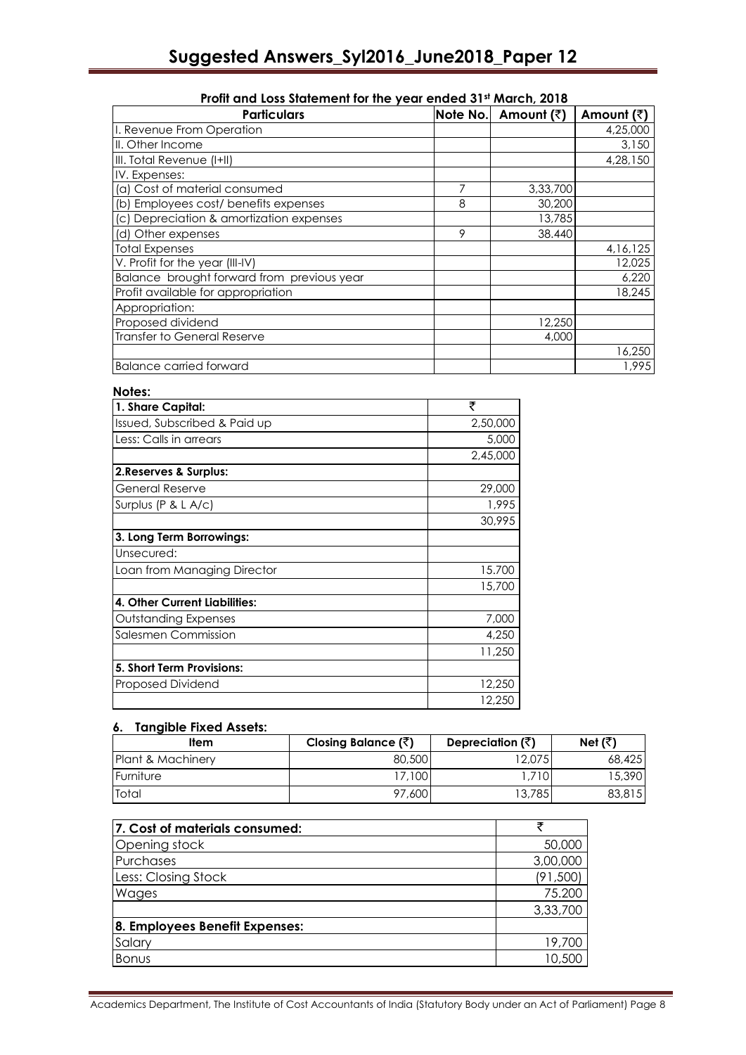### Profit and Loss Statement for the year ended 31st March, 2018

| Particulars | Note No. | Amount (₹) | Amount (₹) |
|---|---|---|---|
| I. Revenue From Operation | | | 4,25,000 |
| II. Other Income | | | 3,150 |
| III. Total Revenue (I+II) | | | 4,28,150 |
| IV. Expenses: | | | |
| (a) Cost of material consumed | 7 | 3,33,700 | |
| (b) Employees cost/ benefits expenses | 8 | 30,200 | |
| (c) Depreciation & amortization expenses | | 13,785 | |
| (d) Other expenses | 9 | 38,440 | |
| Total Expenses | | | 4,16,125 |
| V. Profit for the year (III-IV) | | | 12,025 |
| Balance brought forward from previous year | | | 6,220 |
| Profit available for appropriation | | | 18,245 |
| Appropriation: | | | |
| Proposed dividend | | 12,250 | |
| Transfer to General Reserve | | 4,000 | |
| | | | 16,250 |
| Balance carried forward | | | 1,995 |

**Notes:**

| **1. Share Capital:** | ₹ |
|---|---|
| Issued, Subscribed & Paid up | 2,50,000 |
| Less: Calls in arrears | 5,000 |
| | 2,45,000 |
| **2.Reserves & Surplus:** | |
| General Reserve | 29,000 |
| Surplus (P & L A/c) | 1,995 |
| | 30,995 |
| **3. Long Term Borrowings:** | |
| Unsecured: | |
| Loan from Managing Director | 15,700 |
| | 15,700 |
| **4. Other Current Liabilities:** | |
| Outstanding Expenses | 7,000 |
| Salesmen Commission | 4,250 |
| | 11,250 |
| **5. Short Term Provisions:** | |
| Proposed Dividend | 12,250 |
| | 12,250 |

**6. Tangible Fixed Assets:**

| Item | Closing Balance (₹) | Depreciation (₹) | Net (₹) |
|---|---|---|---|
| Plant & Machinery | 80,500 | 12,075 | 68,425 |
| Furniture | 17,100 | 1,710 | 15,390 |
| Total | 97,600 | 13,785 | 83,815 |

| **7. Cost of materials consumed:** | ₹ |
|---|---|
| Opening stock | 50,000 |
| Purchases | 3,00,000 |
| Less: Closing Stock | (91,500) |
| Wages | 75,200 |
| | 3,33,700 |
| **8. Employees Benefit Expenses:** | |
| Salary | 19,700 |
| Bonus | 10,500 |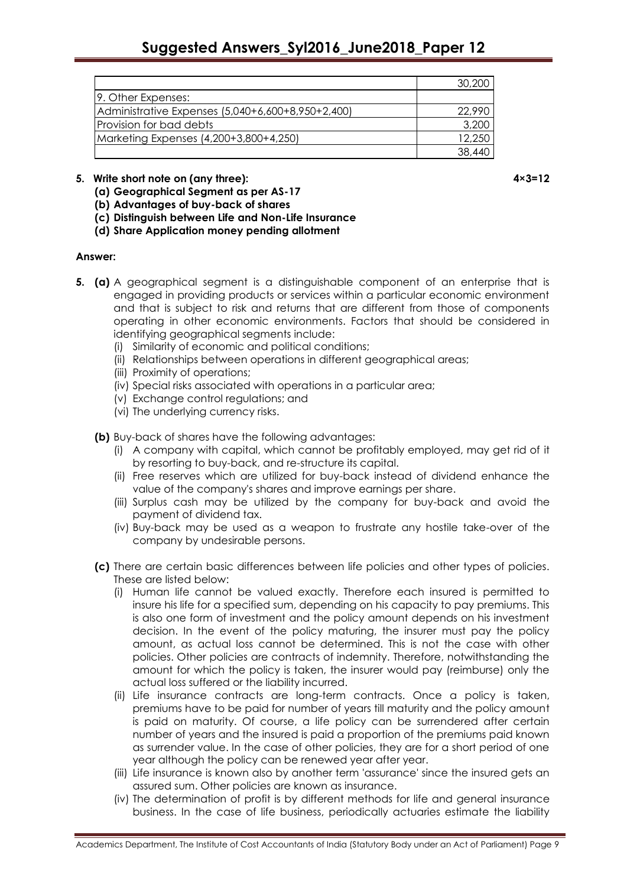|  |  |
| --- | --- |
|  | 30,200 |
| 9. Other Expenses: |  |
| Administrative Expenses (5,040+6,600+8,950+2,400) | 22,990 |
| Provision for bad debts | 3,200 |
| Marketing Expenses (4,200+3,800+4,250) | 12,250 |
|  | 38,440 |

**5. Write short note on (any three): 4×3=12**

**(a) Geographical Segment as per AS-17**

**(b) Advantages of buy-back of shares**

**(c) Distinguish between Life and Non-Life Insurance**

**(d) Share Application money pending allotment**

**Answer:**

**5. (a)** A geographical segment is a distinguishable component of an enterprise that is engaged in providing products or services within a particular economic environment and that is subject to risk and returns that are different from those of components operating in other economic environments. Factors that should be considered in identifying geographical segments include:

(i) Similarity of economic and political conditions;
(ii) Relationships between operations in different geographical areas;
(iii) Proximity of operations;
(iv) Special risks associated with operations in a particular area;
(v) Exchange control regulations; and
(vi) The underlying currency risks.

**(b)** Buy-back of shares have the following advantages:

(i) A company with capital, which cannot be profitably employed, may get rid of it by resorting to buy-back, and re-structure its capital.
(ii) Free reserves which are utilized for buy-back instead of dividend enhance the value of the company's shares and improve earnings per share.
(iii) Surplus cash may be utilized by the company for buy-back and avoid the payment of dividend tax.
(iv) Buy-back may be used as a weapon to frustrate any hostile take-over of the company by undesirable persons.

**(c)** There are certain basic differences between life policies and other types of policies. These are listed below:

(i) Human life cannot be valued exactly. Therefore each insured is permitted to insure his life for a specified sum, depending on his capacity to pay premiums. This is also one form of investment and the policy amount depends on his investment decision. In the event of the policy maturing, the insurer must pay the policy amount, as actual loss cannot be determined. This is not the case with other policies. Other policies are contracts of indemnity. Therefore, notwithstanding the amount for which the policy is taken, the insurer would pay (reimburse) only the actual loss suffered or the liability incurred.
(ii) Life insurance contracts are long-term contracts. Once a policy is taken, premiums have to be paid for number of years till maturity and the policy amount is paid on maturity. Of course, a life policy can be surrendered after certain number of years and the insured is paid a proportion of the premiums paid known as surrender value. In the case of other policies, they are for a short period of one year although the policy can be renewed year after year.
(iii) Life insurance is known also by another term 'assurance' since the insured gets an assured sum. Other policies are known as insurance.
(iv) The determination of profit is by different methods for life and general insurance business. In the case of life business, periodically actuaries estimate the liability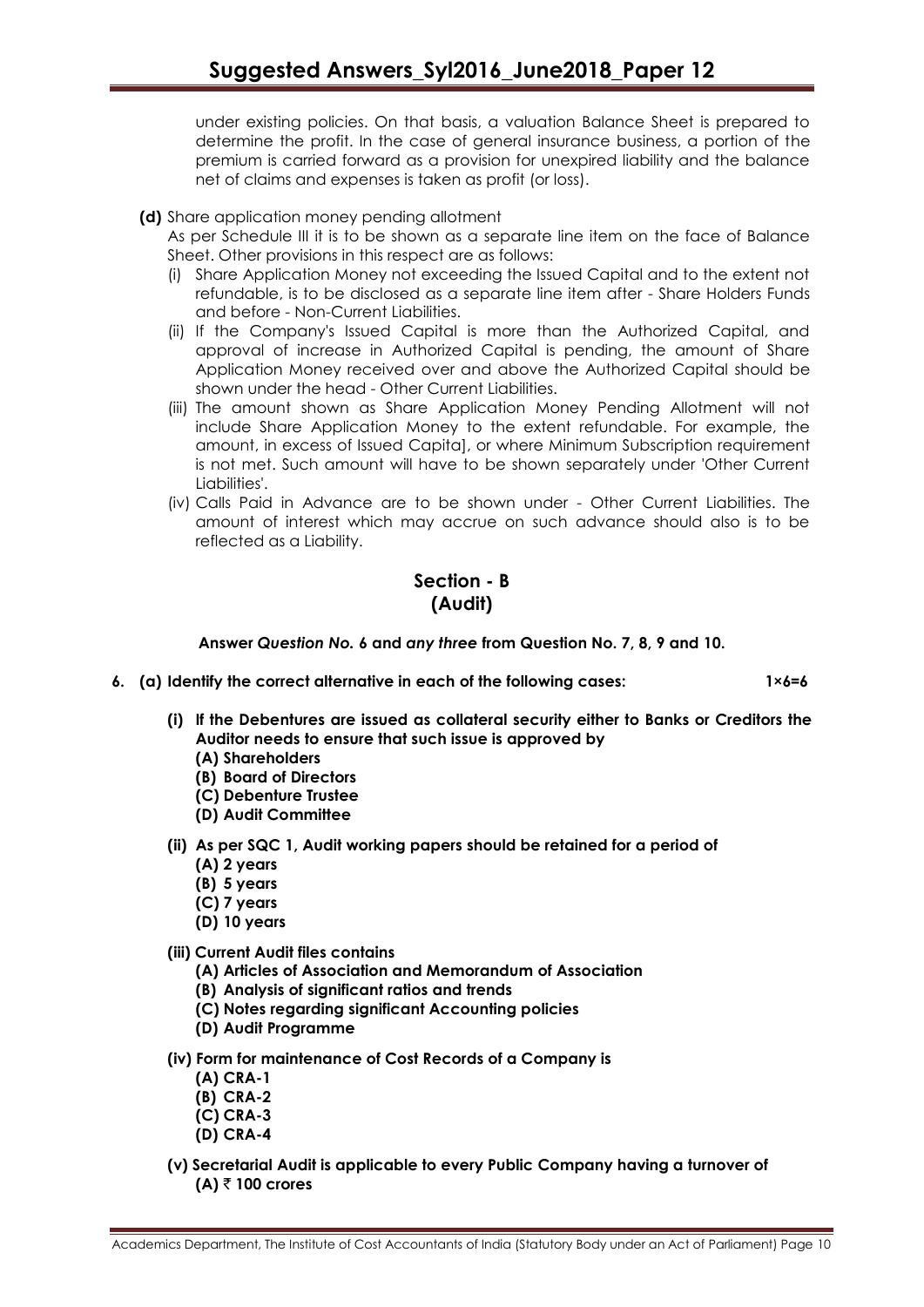under existing policies. On that basis, a valuation Balance Sheet is prepared to determine the profit. In the case of general insurance business, a portion of the premium is carried forward as a provision for unexpired liability and the balance net of claims and expenses is taken as profit (or loss).

**(d)** Share application money pending allotment

As per Schedule III it is to be shown as a separate line item on the face of Balance Sheet. Other provisions in this respect are as follows:

(i) Share Application Money not exceeding the Issued Capital and to the extent not refundable, is to be disclosed as a separate line item after - Share Holders Funds and before - Non-Current Liabilities.

(ii) If the Company's Issued Capital is more than the Authorized Capital, and approval of increase in Authorized Capital is pending, the amount of Share Application Money received over and above the Authorized Capital should be shown under the head - Other Current Liabilities.

(iii) The amount shown as Share Application Money Pending Allotment will not include Share Application Money to the extent refundable. For example, the amount, in excess of Issued Capita], or where Minimum Subscription requirement is not met. Such amount will have to be shown separately under 'Other Current Liabilities'.

(iv) Calls Paid in Advance are to be shown under - Other Current Liabilities. The amount of interest which may accrue on such advance should also is to be reflected as a Liability.

## Section - B
## (Audit)

**Answer *Question No.* 6 and *any three* from Question No. 7, 8, 9 and 10.**

**6. (a) Identify the correct alternative in each of the following cases: 1×6=6**

**(i) If the Debentures are issued as collateral security either to Banks or Creditors the Auditor needs to ensure that such issue is approved by**

**(A) Shareholders**
**(B) Board of Directors**
**(C) Debenture Trustee**
**(D) Audit Committee**

**(ii) As per SQC 1, Audit working papers should be retained for a period of**

**(A) 2 years**
**(B) 5 years**
**(C) 7 years**
**(D) 10 years**

**(iii) Current Audit files contains**

**(A) Articles of Association and Memorandum of Association**
**(B) Analysis of significant ratios and trends**
**(C) Notes regarding significant Accounting policies**
**(D) Audit Programme**

**(iv) Form for maintenance of Cost Records of a Company is**

**(A) CRA-1**
**(B) CRA-2**
**(C) CRA-3**
**(D) CRA-4**

**(v) Secretarial Audit is applicable to every Public Company having a turnover of**

**(A) ₹ 100 crores**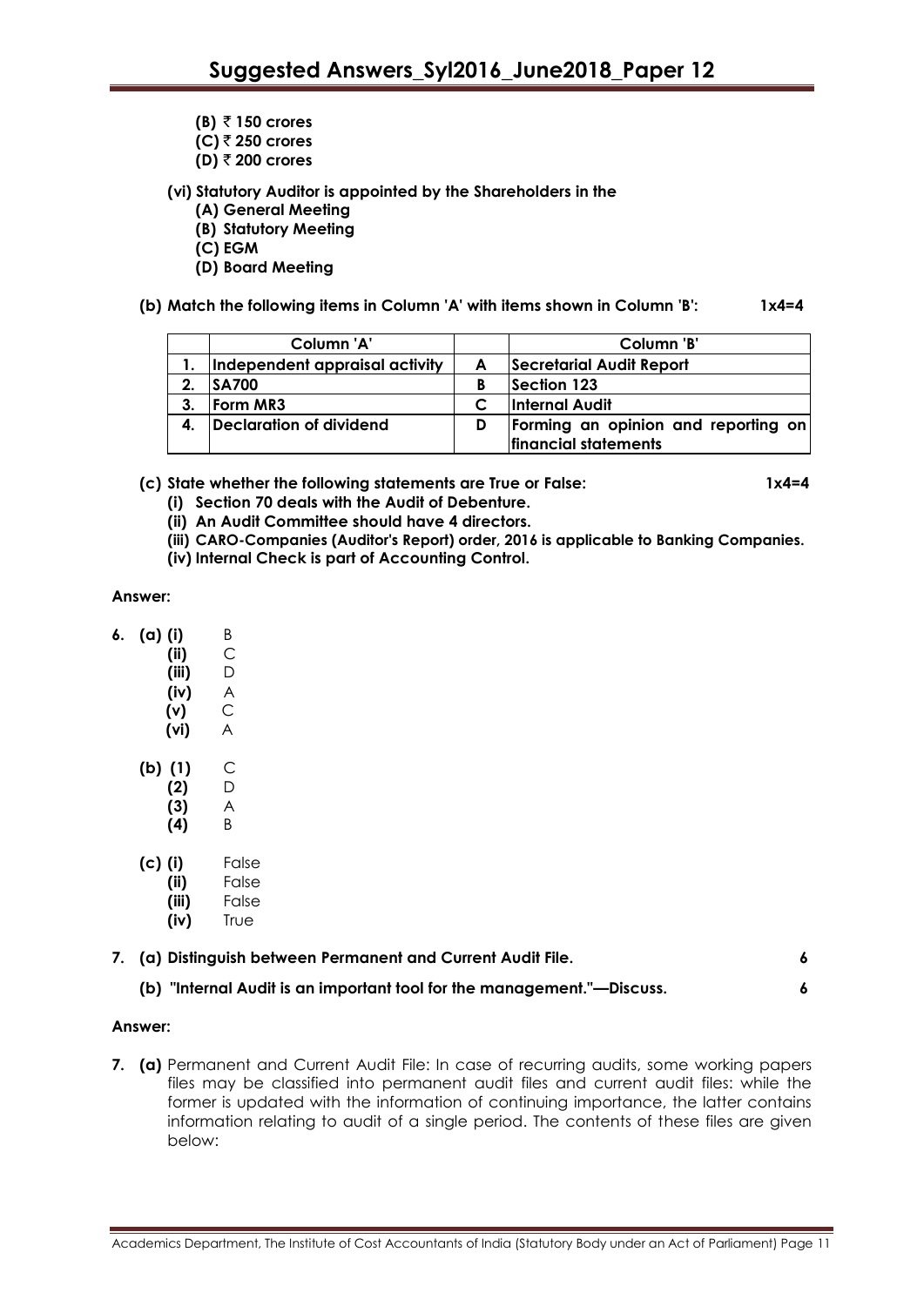- **(B) ₹ 150 crores**
- **(C) ₹ 250 crores**
- **(D) ₹ 200 crores**

**(vi) Statutory Auditor is appointed by the Shareholders in the**
- **(A) General Meeting**
- **(B) Statutory Meeting**
- **(C) EGM**
- **(D) Board Meeting**

**(b) Match the following items in Column 'A' with items shown in Column 'B': 1x4=4**

| | Column 'A' | | Column 'B' |
|---|---|---|---|
| 1. | Independent appraisal activity | A | Secretarial Audit Report |
| 2. | SA700 | B | Section 123 |
| 3. | Form MR3 | C | Internal Audit |
| 4. | Declaration of dividend | D | Forming an opinion and reporting on financial statements |

**(c) State whether the following statements are True or False: 1x4=4**
- **(i) Section 70 deals with the Audit of Debenture.**
- **(ii) An Audit Committee should have 4 directors.**
- **(iii) CARO-Companies (Auditor's Report) order, 2016 is applicable to Banking Companies.**
- **(iv) Internal Check is part of Accounting Control.**

**Answer:**

**6. (a)**
- **(i)** B
- **(ii)** C
- **(iii)** D
- **(iv)** A
- **(v)** C
- **(vi)** A

**(b)**
- **(1)** C
- **(2)** D
- **(3)** A
- **(4)** B

**(c)**
- **(i)** False
- **(ii)** False
- **(iii)** False
- **(iv)** True

**7. (a) Distinguish between Permanent and Current Audit File. 6**

**(b) "Internal Audit is an important tool for the management."—Discuss. 6**

**Answer:**

**7. (a)** Permanent and Current Audit File: In case of recurring audits, some working papers files may be classified into permanent audit files and current audit files: while the former is updated with the information of continuing importance, the latter contains information relating to audit of a single period. The contents of these files are given below: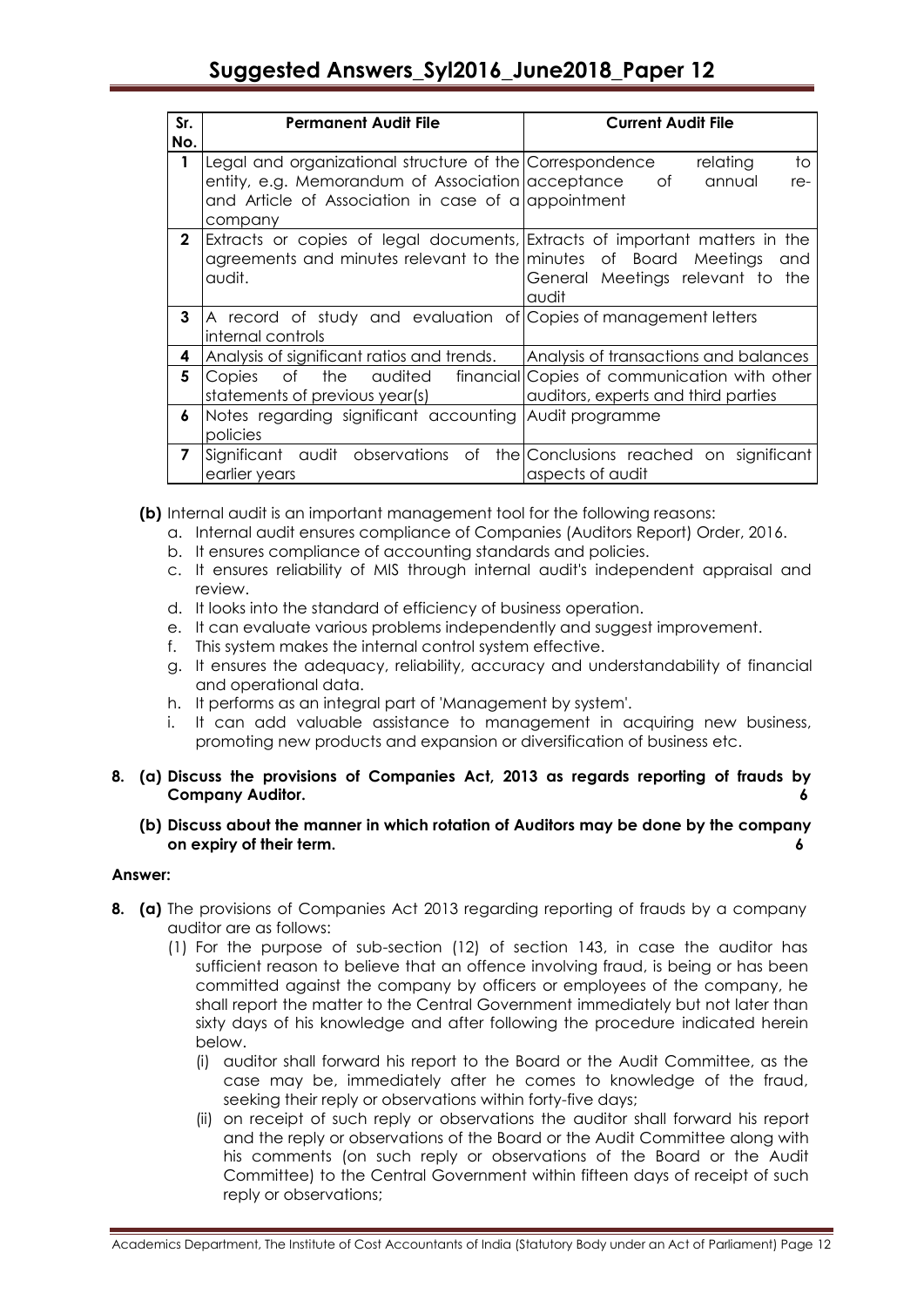| Sr. No. | Permanent Audit File | Current Audit File |
|---|---|---|
| 1 | Legal and organizational structure of the entity, e.g. Memorandum of Association and Article of Association in case of a company | Correspondence relating to acceptance of annual re-appointment |
| 2 | Extracts or copies of legal documents, agreements and minutes relevant to the audit. | Extracts of important matters in the minutes of Board Meetings and General Meetings relevant to the audit |
| 3 | A record of study and evaluation of internal controls | Copies of management letters |
| 4 | Analysis of significant ratios and trends. | Analysis of transactions and balances |
| 5 | Copies of the audited financial statements of previous year(s) | Copies of communication with other auditors, experts and third parties |
| 6 | Notes regarding significant accounting policies | Audit programme |
| 7 | Significant audit observations of the earlier years | Conclusions reached on significant aspects of audit |

**(b)** Internal audit is an important management tool for the following reasons:

a. Internal audit ensures compliance of Companies (Auditors Report) Order, 2016.
b. It ensures compliance of accounting standards and policies.
c. It ensures reliability of MIS through internal audit's independent appraisal and review.
d. It looks into the standard of efficiency of business operation.
e. It can evaluate various problems independently and suggest improvement.
f. This system makes the internal control system effective.
g. It ensures the adequacy, reliability, accuracy and understandability of financial and operational data.
h. It performs as an integral part of 'Management by system'.
i. It can add valuable assistance to management in acquiring new business, promoting new products and expansion or diversification of business etc.

**8. (a) Discuss the provisions of Companies Act, 2013 as regards reporting of frauds by Company Auditor. 6**

**(b) Discuss about the manner in which rotation of Auditors may be done by the company on expiry of their term. 6**

**Answer:**

**8. (a)** The provisions of Companies Act 2013 regarding reporting of frauds by a company auditor are as follows:

(1) For the purpose of sub-section (12) of section 143, in case the auditor has sufficient reason to believe that an offence involving fraud, is being or has been committed against the company by officers or employees of the company, he shall report the matter to the Central Government immediately but not later than sixty days of his knowledge and after following the procedure indicated herein below.

(i) auditor shall forward his report to the Board or the Audit Committee, as the case may be, immediately after he comes to knowledge of the fraud, seeking their reply or observations within forty-five days;

(ii) on receipt of such reply or observations the auditor shall forward his report and the reply or observations of the Board or the Audit Committee along with his comments (on such reply or observations of the Board or the Audit Committee) to the Central Government within fifteen days of receipt of such reply or observations;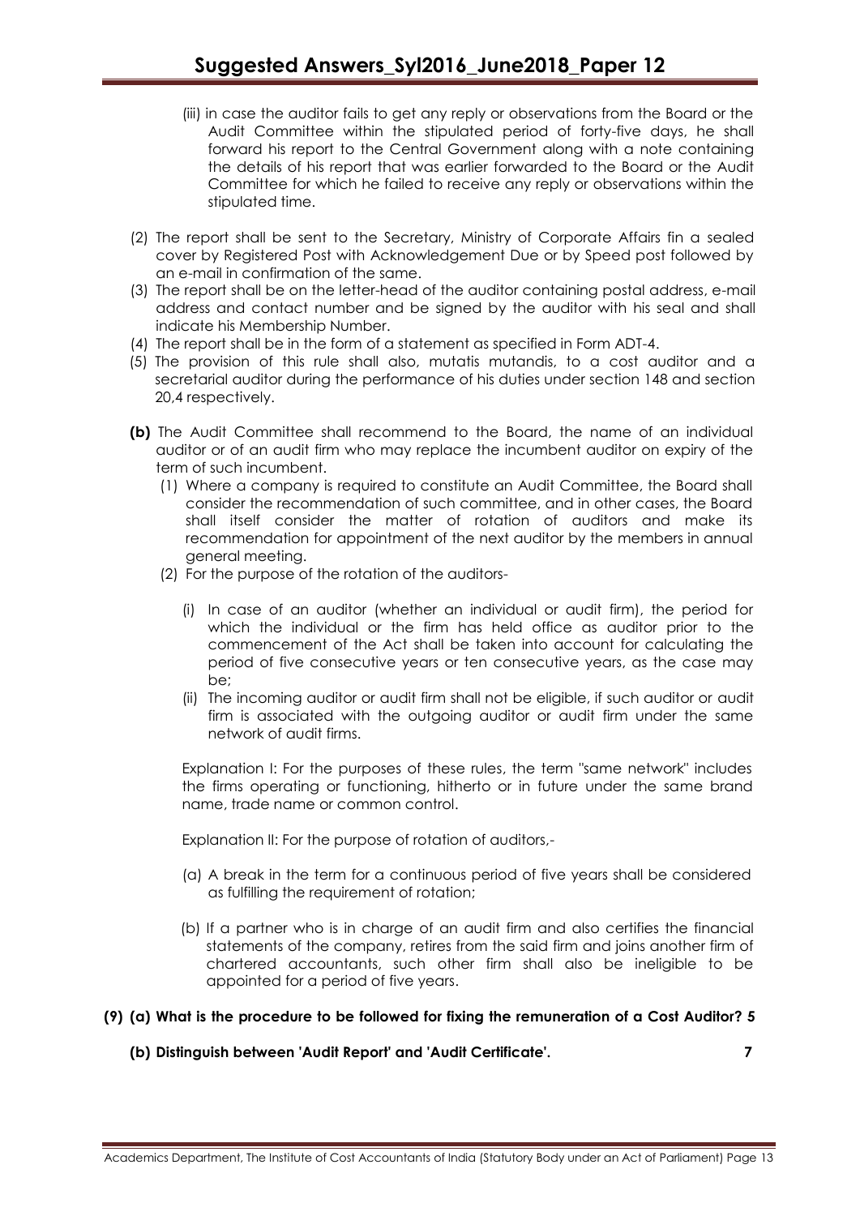(iii) in case the auditor fails to get any reply or observations from the Board or the Audit Committee within the stipulated period of forty-five days, he shall forward his report to the Central Government along with a note containing the details of his report that was earlier forwarded to the Board or the Audit Committee for which he failed to receive any reply or observations within the stipulated time.

(2) The report shall be sent to the Secretary, Ministry of Corporate Affairs fin a sealed cover by Registered Post with Acknowledgement Due or by Speed post followed by an e-mail in confirmation of the same.

(3) The report shall be on the letter-head of the auditor containing postal address, e-mail address and contact number and be signed by the auditor with his seal and shall indicate his Membership Number.

(4) The report shall be in the form of a statement as specified in Form ADT-4.

(5) The provision of this rule shall also, mutatis mutandis, to a cost auditor and a secretarial auditor during the performance of his duties under section 148 and section 20,4 respectively.

**(b)** The Audit Committee shall recommend to the Board, the name of an individual auditor or of an audit firm who may replace the incumbent auditor on expiry of the term of such incumbent.

(1) Where a company is required to constitute an Audit Committee, the Board shall consider the recommendation of such committee, and in other cases, the Board shall itself consider the matter of rotation of auditors and make its recommendation for appointment of the next auditor by the members in annual general meeting.

(2) For the purpose of the rotation of the auditors-

(i) In case of an auditor (whether an individual or audit firm), the period for which the individual or the firm has held office as auditor prior to the commencement of the Act shall be taken into account for calculating the period of five consecutive years or ten consecutive years, as the case may be;

(ii) The incoming auditor or audit firm shall not be eligible, if such auditor or audit firm is associated with the outgoing auditor or audit firm under the same network of audit firms.

Explanation I: For the purposes of these rules, the term "same network" includes the firms operating or functioning, hitherto or in future under the same brand name, trade name or common control.

Explanation II: For the purpose of rotation of auditors,-

(a) A break in the term for a continuous period of five years shall be considered as fulfilling the requirement of rotation;

(b) If a partner who is in charge of an audit firm and also certifies the financial statements of the company, retires from the said firm and joins another firm of chartered accountants, such other firm shall also be ineligible to be appointed for a period of five years.

**(9) (a) What is the procedure to be followed for fixing the remuneration of a Cost Auditor? 5**

**(b) Distinguish between 'Audit Report' and 'Audit Certificate'. 7**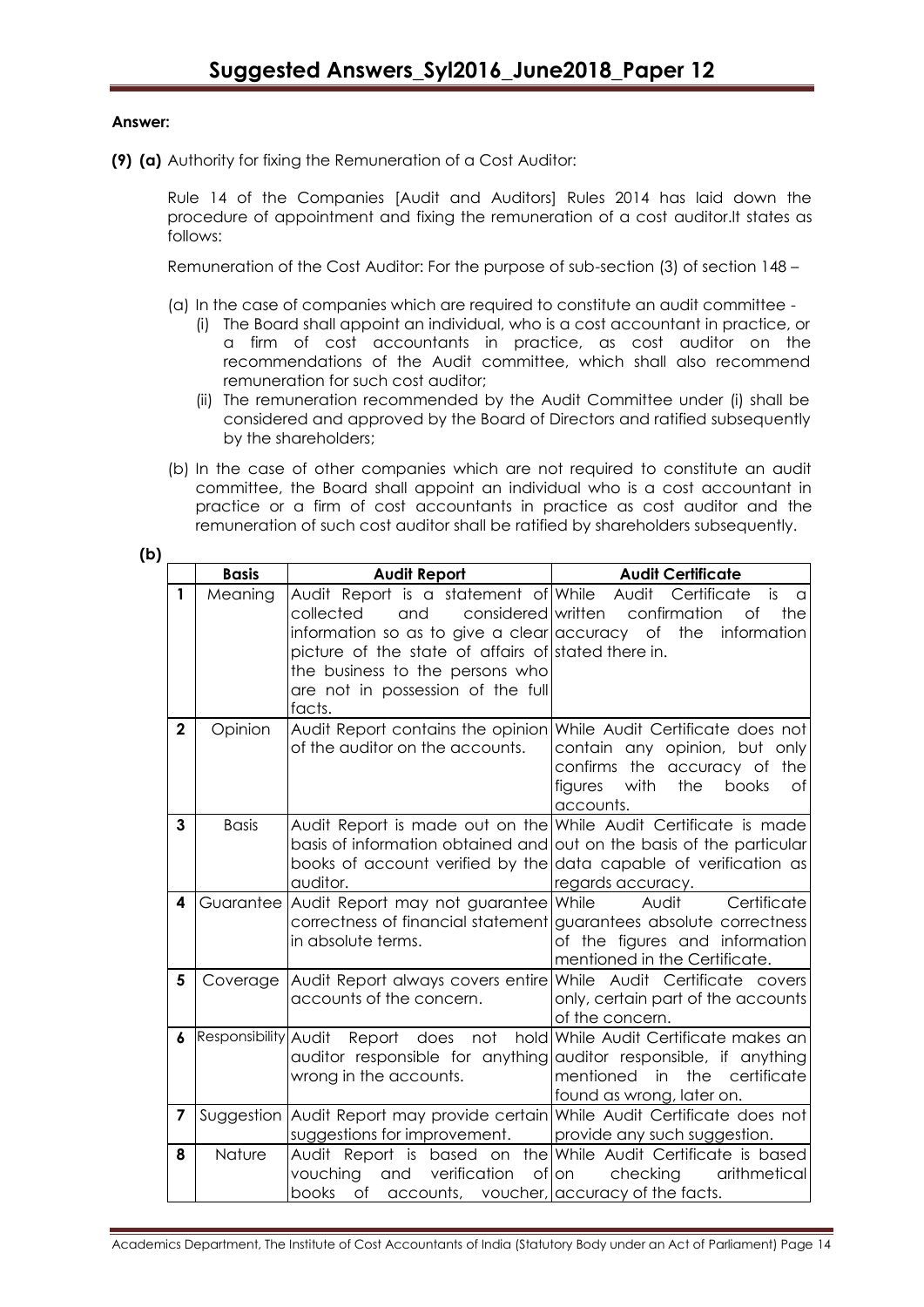**Answer:**

**(9) (a)** Authority for fixing the Remuneration of a Cost Auditor:

Rule 14 of the Companies [Audit and Auditors] Rules 2014 has laid down the procedure of appointment and fixing the remuneration of a cost auditor.It states as follows:

Remuneration of the Cost Auditor: For the purpose of sub-section (3) of section 148 –

(a) In the case of companies which are required to constitute an audit committee -
   (i) The Board shall appoint an individual, who is a cost accountant in practice, or a firm of cost accountants in practice, as cost auditor on the recommendations of the Audit committee, which shall also recommend remuneration for such cost auditor;
   (ii) The remuneration recommended by the Audit Committee under (i) shall be considered and approved by the Board of Directors and ratified subsequently by the shareholders;

(b) In the case of other companies which are not required to constitute an audit committee, the Board shall appoint an individual who is a cost accountant in practice or a firm of cost accountants in practice as cost auditor and the remuneration of such cost auditor shall be ratified by shareholders subsequently.

**(b)**

| | **Basis** | **Audit Report** | **Audit Certificate** |
|---|---|---|---|
| **1** | Meaning | Audit Report is a statement of collected and considered information so as to give a clear picture of the state of affairs of the business to the persons who are not in possession of the full facts. | While Audit Certificate is a written confirmation of the accuracy of the information stated there in. |
| **2** | Opinion | Audit Report contains the opinion of the auditor on the accounts. | While Audit Certificate does not contain any opinion, but only confirms the accuracy of the figures with the books of accounts. |
| **3** | Basis | Audit Report is made out on the basis of information obtained and books of account verified by the auditor. | While Audit Certificate is made out on the basis of the particular data capable of verification as regards accuracy. |
| **4** | Guarantee | Audit Report may not guarantee correctness of financial statement in absolute terms. | While Audit Certificate guarantees absolute correctness of the figures and information mentioned in the Certificate. |
| **5** | Coverage | Audit Report always covers entire accounts of the concern. | While Audit Certificate covers only, certain part of the accounts of the concern. |
| **6** | Responsibility | Audit Report does not hold auditor responsible for anything wrong in the accounts. | While Audit Certificate makes an auditor responsible, if anything mentioned in the certificate found as wrong, later on. |
| **7** | Suggestion | Audit Report may provide certain suggestions for improvement. | While Audit Certificate does not provide any such suggestion. |
| **8** | Nature | Audit Report is based on the vouching and verification of books of accounts, voucher, | While Audit Certificate is based on checking arithmetical accuracy of the facts. |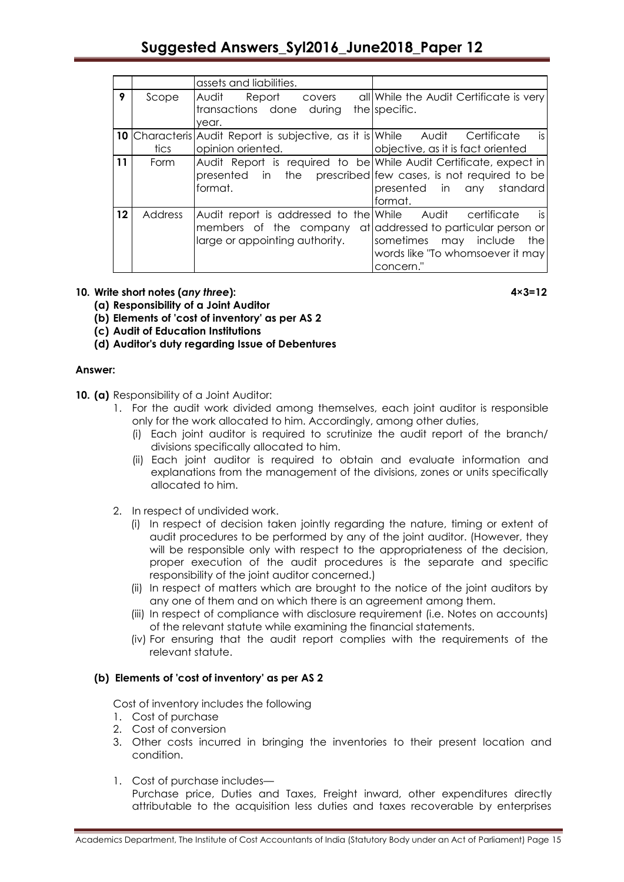| | | | |
|---|---|---|---|
| | | assets and liabilities. | |
| 9 | Scope | Audit Report covers all transactions done during the year. | While the Audit Certificate is very specific. |
| 10 | Characteristics | Audit Report is subjective, as it is opinion oriented. | While Audit Certificate is objective, as it is fact oriented |
| 11 | Form | Audit Report is required to be presented in the prescribed format. | While Audit Certificate, expect in few cases, is not required to be presented in any standard format. |
| 12 | Address | Audit report is addressed to the members of the company at large or appointing authority. | While Audit certificate is addressed to particular person or sometimes may include the words like "To whomsoever it may concern." |

**10. Write short notes (*any three*): 4×3=12**

**(a) Responsibility of a Joint Auditor**

**(b) Elements of 'cost of inventory' as per AS 2**

**(c) Audit of Education Institutions**

**(d) Auditor's duty regarding Issue of Debentures**

**Answer:**

**10. (a)** Responsibility of a Joint Auditor:

1. For the audit work divided among themselves, each joint auditor is responsible only for the work allocated to him. Accordingly, among other duties,
   (i) Each joint auditor is required to scrutinize the audit report of the branch/ divisions specifically allocated to him.
   (ii) Each joint auditor is required to obtain and evaluate information and explanations from the management of the divisions, zones or units specifically allocated to him.

2. In respect of undivided work.
   (i) In respect of decision taken jointly regarding the nature, timing or extent of audit procedures to be performed by any of the joint auditor. (However, they will be responsible only with respect to the appropriateness of the decision, proper execution of the audit procedures is the separate and specific responsibility of the joint auditor concerned.)
   (ii) In respect of matters which are brought to the notice of the joint auditors by any one of them and on which there is an agreement among them.
   (iii) In respect of compliance with disclosure requirement (i.e. Notes on accounts) of the relevant statute while examining the financial statements.
   (iv) For ensuring that the audit report complies with the requirements of the relevant statute.

**(b) Elements of 'cost of inventory' as per AS 2**

Cost of inventory includes the following

1. Cost of purchase
2. Cost of conversion
3. Other costs incurred in bringing the inventories to their present location and condition.

1. Cost of purchase includes—
   Purchase price, Duties and Taxes, Freight inward, other expenditures directly attributable to the acquisition less duties and taxes recoverable by enterprises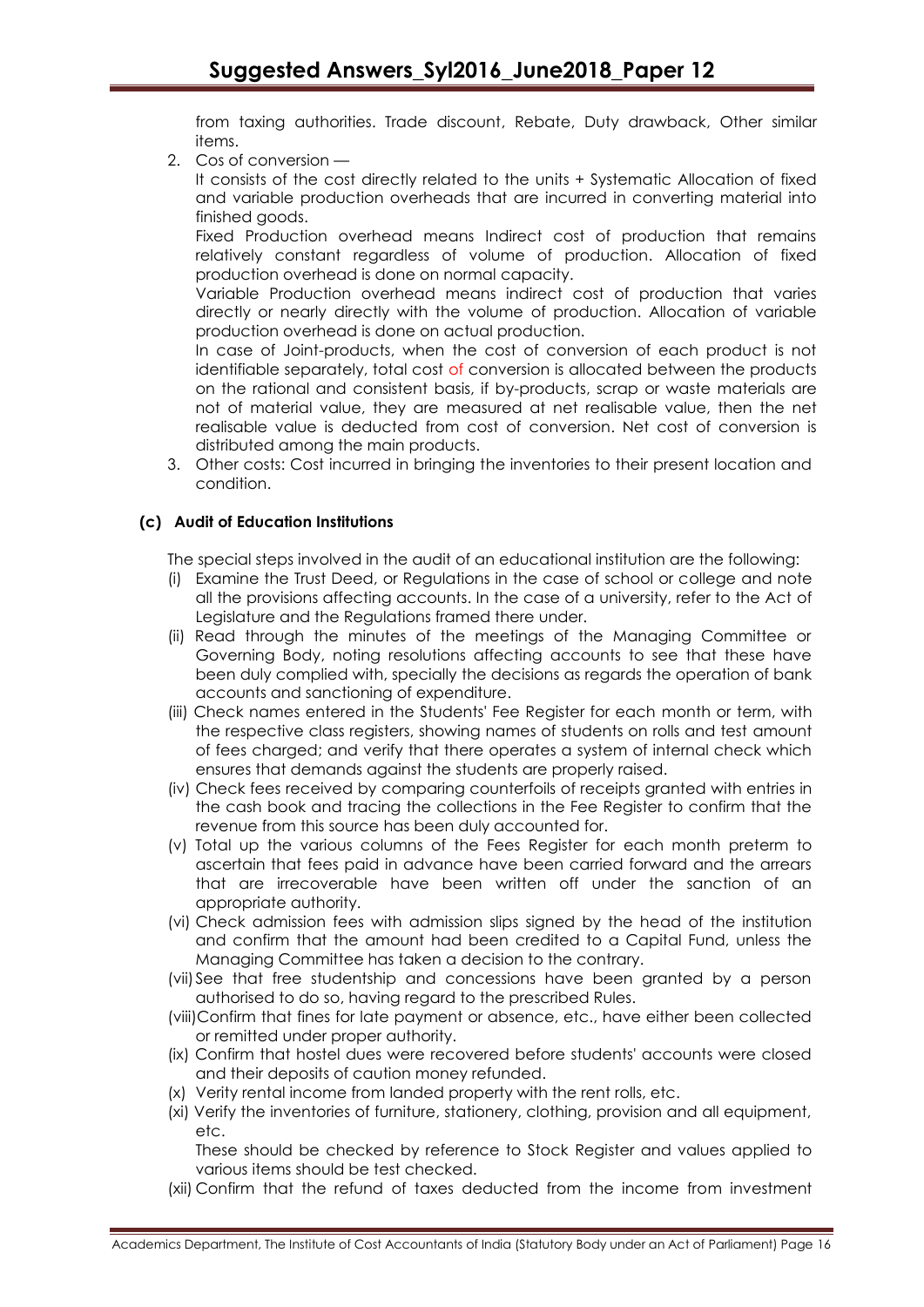from taxing authorities. Trade discount, Rebate, Duty drawback, Other similar items.

2. Cos of conversion —

   It consists of the cost directly related to the units + Systematic Allocation of fixed and variable production overheads that are incurred in converting material into finished goods.

   Fixed Production overhead means Indirect cost of production that remains relatively constant regardless of volume of production. Allocation of fixed production overhead is done on normal capacity.

   Variable Production overhead means indirect cost of production that varies directly or nearly directly with the volume of production. Allocation of variable production overhead is done on actual production.

   In case of Joint-products, when the cost of conversion of each product is not identifiable separately, total cost of conversion is allocated between the products on the rational and consistent basis, if by-products, scrap or waste materials are not of material value, they are measured at net realisable value, then the net realisable value is deducted from cost of conversion. Net cost of conversion is distributed among the main products.

3. Other costs: Cost incurred in bringing the inventories to their present location and condition.

### (c) Audit of Education Institutions

The special steps involved in the audit of an educational institution are the following:

(i) Examine the Trust Deed, or Regulations in the case of school or college and note all the provisions affecting accounts. In the case of a university, refer to the Act of Legislature and the Regulations framed there under.

(ii) Read through the minutes of the meetings of the Managing Committee or Governing Body, noting resolutions affecting accounts to see that these have been duly complied with, specially the decisions as regards the operation of bank accounts and sanctioning of expenditure.

(iii) Check names entered in the Students' Fee Register for each month or term, with the respective class registers, showing names of students on rolls and test amount of fees charged; and verify that there operates a system of internal check which ensures that demands against the students are properly raised.

(iv) Check fees received by comparing counterfoils of receipts granted with entries in the cash book and tracing the collections in the Fee Register to confirm that the revenue from this source has been duly accounted for.

(v) Total up the various columns of the Fees Register for each month preterm to ascertain that fees paid in advance have been carried forward and the arrears that are irrecoverable have been written off under the sanction of an appropriate authority.

(vi) Check admission fees with admission slips signed by the head of the institution and confirm that the amount had been credited to a Capital Fund, unless the Managing Committee has taken a decision to the contrary.

(vii) See that free studentship and concessions have been granted by a person authorised to do so, having regard to the prescribed Rules.

(viii) Confirm that fines for late payment or absence, etc., have either been collected or remitted under proper authority.

(ix) Confirm that hostel dues were recovered before students' accounts were closed and their deposits of caution money refunded.

(x) Verity rental income from landed property with the rent rolls, etc.

(xi) Verify the inventories of furniture, stationery, clothing, provision and all equipment, etc.

   These should be checked by reference to Stock Register and values applied to various items should be test checked.

(xii) Confirm that the refund of taxes deducted from the income from investment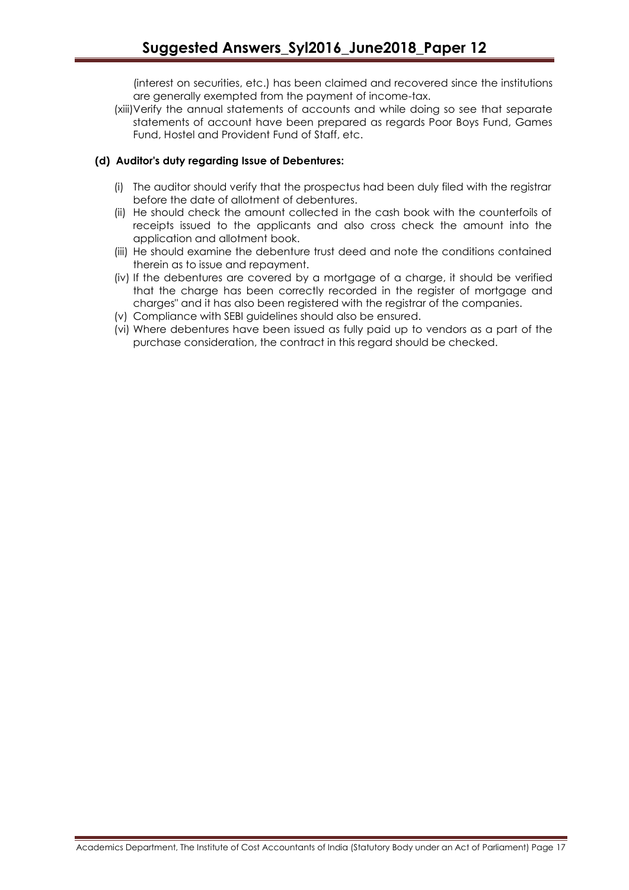(interest on securities, etc.) has been claimed and recovered since the institutions are generally exempted from the payment of income-tax.

(xiii) Verify the annual statements of accounts and while doing so see that separate statements of account have been prepared as regards Poor Boys Fund, Games Fund, Hostel and Provident Fund of Staff, etc.

**(d) Auditor's duty regarding Issue of Debentures:**

(i) The auditor should verify that the prospectus had been duly filed with the registrar before the date of allotment of debentures.

(ii) He should check the amount collected in the cash book with the counterfoils of receipts issued to the applicants and also cross check the amount into the application and allotment book.

(iii) He should examine the debenture trust deed and note the conditions contained therein as to issue and repayment.

(iv) If the debentures are covered by a mortgage of a charge, it should be verified that the charge has been correctly recorded in the register of mortgage and charges" and it has also been registered with the registrar of the companies.

(v) Compliance with SEBI guidelines should also be ensured.

(vi) Where debentures have been issued as fully paid up to vendors as a part of the purchase consideration, the contract in this regard should be checked.